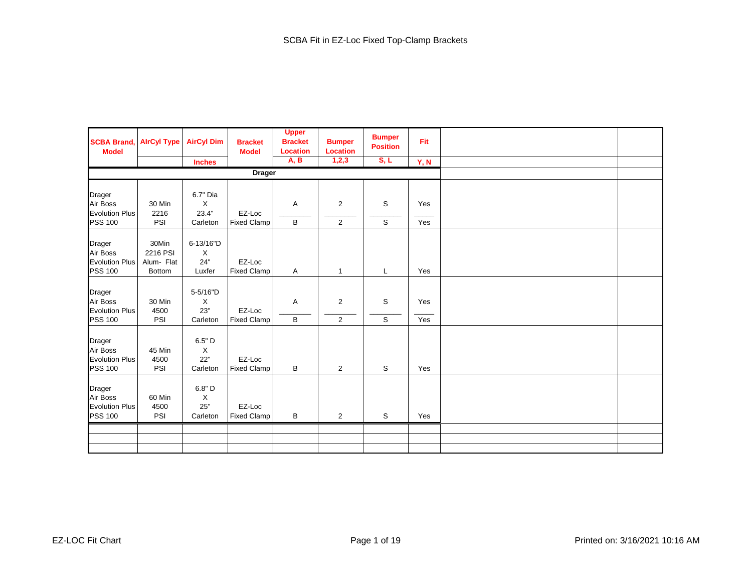# SCBA Fit in EZ-Loc Fixed Top-Clamp Brackets

| SCBA Brand, Model | AIrCyl Type | AirCyl Dim | Bracket Model | Upper Bracket Location | Bumper Location | Bumper Position | Fit | | |
|---|---|---|---|---|---|---|---|---|---|
| | | Inches | | A, B | 1,2,3 | S, L | Y, N | | |
| | | | | **Drager** | | | | | |
| Drager Air Boss Evolution Plus PSS 100 | 30 Min 2216 PSI | 6.7" Dia X 23.4" Carleton | EZ-Loc Fixed Clamp | A / B | 2 / 2 | S / S | Yes / Yes | | |
| Drager Air Boss Evolution Plus PSS 100 | 30Min 2216 PSI Alum- Flat Bottom | 6-13/16"D X 24" Luxfer | EZ-Loc Fixed Clamp | A | 1 | L | Yes | | |
| Drager Air Boss Evolution Plus PSS 100 | 30 Min 4500 PSI | 5-5/16"D X 23" Carleton | EZ-Loc Fixed Clamp | A / B | 2 / 2 | S / S | Yes / Yes | | |
| Drager Air Boss Evolution Plus PSS 100 | 45 Min 4500 PSI | 6.5" D X 22" Carleton | EZ-Loc Fixed Clamp | B | 2 | S | Yes | | |
| Drager Air Boss Evolution Plus PSS 100 | 60 Min 4500 PSI | 6.8" D X 25" Carleton | EZ-Loc Fixed Clamp | B | 2 | S | Yes | | |
| | | | | | | | | | |
| | | | | | | | | | |
| | | | | | | | | | |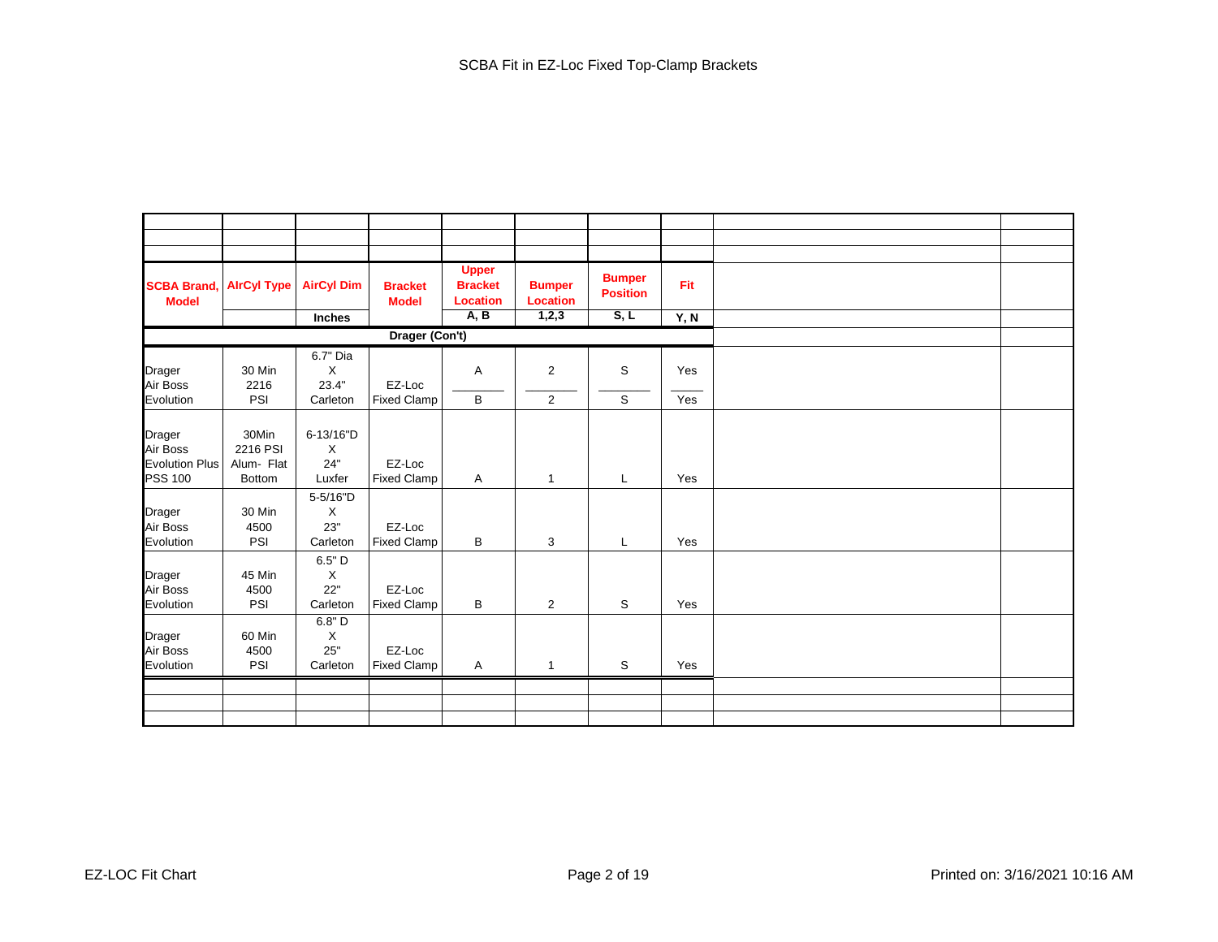# SCBA Fit in EZ-Loc Fixed Top-Clamp Brackets

| SCBA Brand, Model | AIrCyl Type | AirCyl Dim | Bracket Model | Upper Bracket Location | Bumper Location | Bumper Position | Fit |
|---|---|---|---|---|---|---|---|
| | | Inches | | A, B | 1,2,3 | S, L | Y, N |
| | | | Drager (Con't) | | | | |
| Drager Air Boss Evolution | 30 Min 2216 PSI | 6.7" Dia X 23.4" Carleton | EZ-Loc Fixed Clamp | A / B | 2 / 2 | S / S | Yes / Yes |
| Drager Air Boss Evolution Plus PSS 100 | 30Min 2216 PSI Alum- Flat Bottom | 6-13/16"D X 24" Luxfer | EZ-Loc Fixed Clamp | A | 1 | L | Yes |
| Drager Air Boss Evolution | 30 Min 4500 PSI | 5-5/16"D X 23" Carleton | EZ-Loc Fixed Clamp | B | 3 | L | Yes |
| Drager Air Boss Evolution | 45 Min 4500 PSI | 6.5" D X 22" Carleton | EZ-Loc Fixed Clamp | B | 2 | S | Yes |
| Drager Air Boss Evolution | 60 Min 4500 PSI | 6.8" D X 25" Carleton | EZ-Loc Fixed Clamp | A | 1 | S | Yes |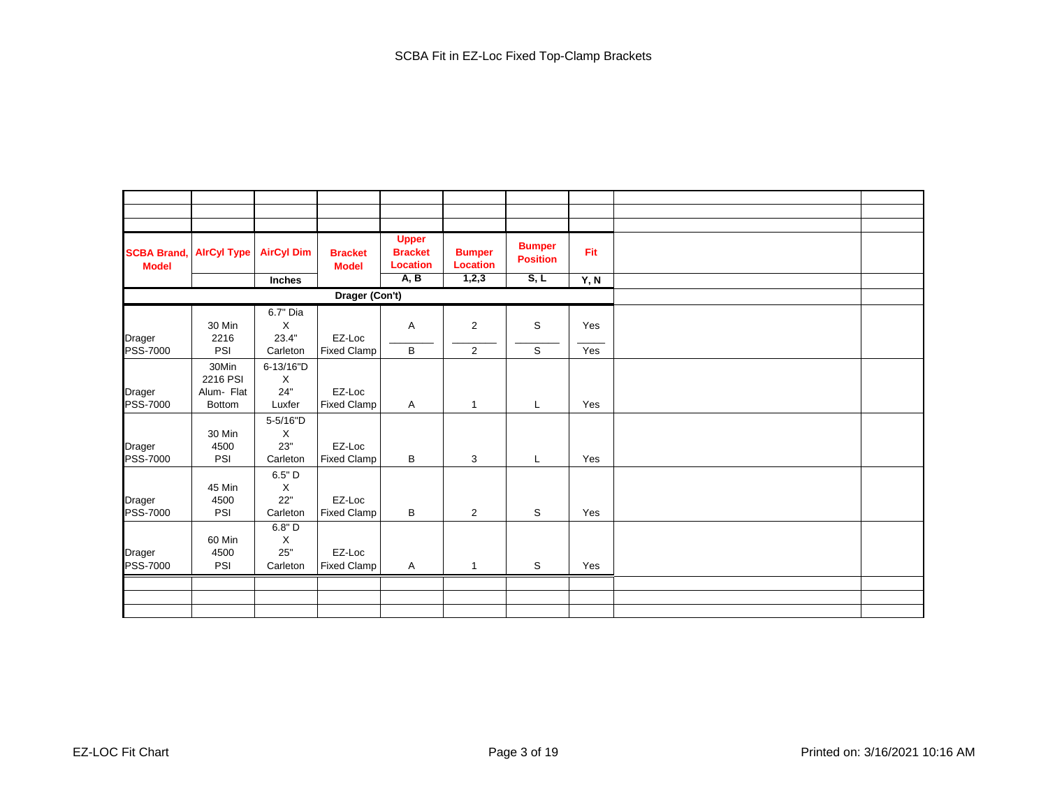# SCBA Fit in EZ-Loc Fixed Top-Clamp Brackets

| SCBA Brand, Model | AIrCyl Type | AirCyl Dim | Bracket Model | Upper Bracket Location | Bumper Location | Bumper Position | Fit |
|---|---|---|---|---|---|---|---|
| | | Inches | | A, B | 1,2,3 | S, L | Y, N |
| Drager (Con't) | | | | | | | |
| Drager PSS-7000 | 30 Min 2216 PSI | 6.7" Dia X 23.4" Carleton | EZ-Loc Fixed Clamp | A<br>B | 2<br>2 | S<br>S | Yes<br>Yes |
| Drager PSS-7000 | 30Min 2216 PSI Alum- Flat Bottom | 6-13/16"D X 24" Luxfer | EZ-Loc Fixed Clamp | A | 1 | L | Yes |
| Drager PSS-7000 | 30 Min 4500 PSI | 5-5/16"D X 23" Carleton | EZ-Loc Fixed Clamp | B | 3 | L | Yes |
| Drager PSS-7000 | 45 Min 4500 PSI | 6.5" D X 22" Carleton | EZ-Loc Fixed Clamp | B | 2 | S | Yes |
| Drager PSS-7000 | 60 Min 4500 PSI | 6.8" D X 25" Carleton | EZ-Loc Fixed Clamp | A | 1 | S | Yes |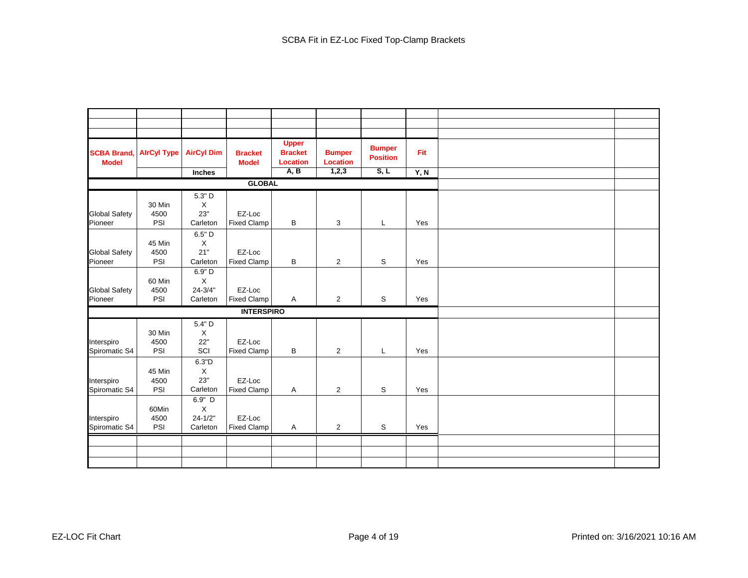# SCBA Fit in EZ-Loc Fixed Top-Clamp Brackets

| SCBA Brand, Model | AIrCyl Type | AirCyl Dim | Bracket Model | Upper Bracket Location | Bumper Location | Bumper Position | Fit |
|---|---|---|---|---|---|---|---|
| | | Inches | | A, B | 1,2,3 | S, L | Y, N |
| **GLOBAL** | | | | | | | |
| Global Safety Pioneer | 30 Min 4500 PSI | 5.3" D X 23" Carleton | EZ-Loc Fixed Clamp | B | 3 | L | Yes |
| Global Safety Pioneer | 45 Min 4500 PSI | 6.5" D X 21" Carleton | EZ-Loc Fixed Clamp | B | 2 | S | Yes |
| Global Safety Pioneer | 60 Min 4500 PSI | 6.9" D X 24-3/4" Carleton | EZ-Loc Fixed Clamp | A | 2 | S | Yes |
| **INTERSPIRO** | | | | | | | |
| Interspiro Spiromatic S4 | 30 Min 4500 PSI | 5.4" D X 22" SCI | EZ-Loc Fixed Clamp | B | 2 | L | Yes |
| Interspiro Spiromatic S4 | 45 Min 4500 PSI | 6.3"D X 23" Carleton | EZ-Loc Fixed Clamp | A | 2 | S | Yes |
| Interspiro Spiromatic S4 | 60Min 4500 PSI | 6.9" D X 24-1/2" Carleton | EZ-Loc Fixed Clamp | A | 2 | S | Yes |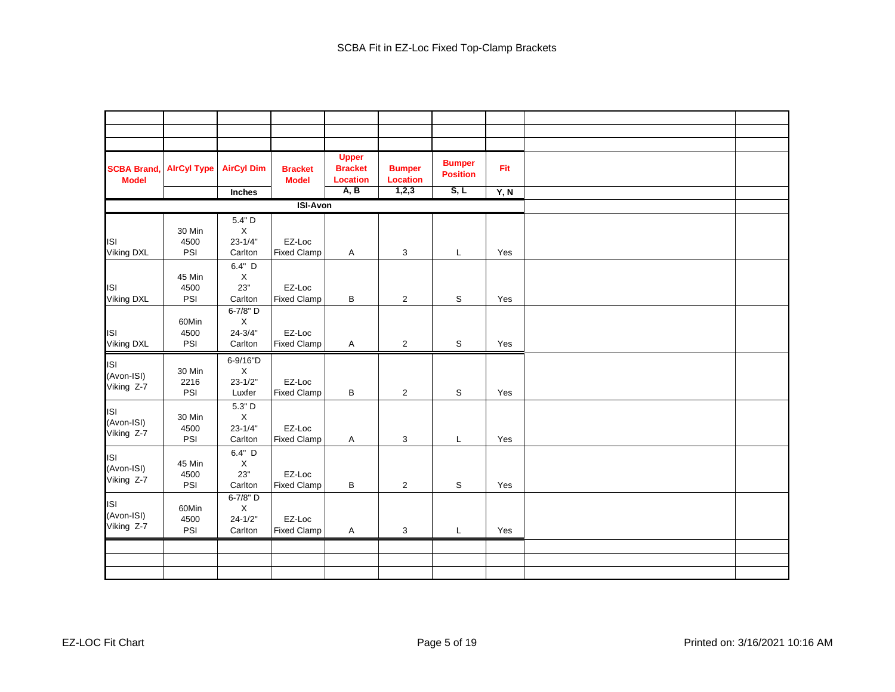# SCBA Fit in EZ-Loc Fixed Top-Clamp Brackets

| SCBA Brand, Model | AIrCyl Type | AirCyl Dim | Bracket Model | Upper Bracket Location | Bumper Location | Bumper Position | Fit |
|---|---|---|---|---|---|---|---|
| | | Inches | | A, B | 1,2,3 | S, L | Y, N |
| **ISI-Avon** | | | | | | | |
| ISI Viking DXL | 30 Min 4500 PSI | 5.4" D X 23-1/4" Carlton | EZ-Loc Fixed Clamp | A | 3 | L | Yes |
| ISI Viking DXL | 45 Min 4500 PSI | 6.4" D X 23" Carlton | EZ-Loc Fixed Clamp | B | 2 | S | Yes |
| ISI Viking DXL | 60Min 4500 PSI | 6-7/8" D X 24-3/4" Carlton | EZ-Loc Fixed Clamp | A | 2 | S | Yes |
| ISI (Avon-ISI) Viking Z-7 | 30 Min 2216 PSI | 6-9/16"D X 23-1/2" Luxfer | EZ-Loc Fixed Clamp | B | 2 | S | Yes |
| ISI (Avon-ISI) Viking Z-7 | 30 Min 4500 PSI | 5.3" D X 23-1/4" Carlton | EZ-Loc Fixed Clamp | A | 3 | L | Yes |
| ISI (Avon-ISI) Viking Z-7 | 45 Min 4500 PSI | 6.4" D X 23" Carlton | EZ-Loc Fixed Clamp | B | 2 | S | Yes |
| ISI (Avon-ISI) Viking Z-7 | 60Min 4500 PSI | 6-7/8" D X 24-1/2" Carlton | EZ-Loc Fixed Clamp | A | 3 | L | Yes |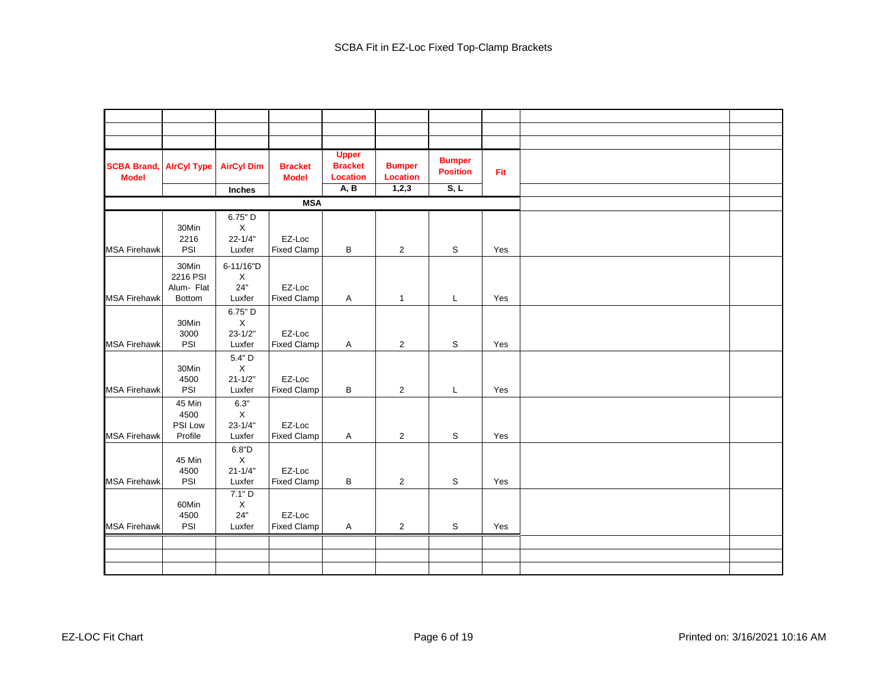# SCBA Fit in EZ-Loc Fixed Top-Clamp Brackets

| SCBA Brand, Model | AIrCyl Type | AirCyl Dim | Bracket Model | Upper Bracket Location | Bumper Location | Bumper Position | Fit |
|---|---|---|---|---|---|---|---|
| | | Inches | | A, B | 1,2,3 | S, L | |
| | | | **MSA** | | | | |
| MSA Firehawk | 30Min 2216 PSI | 6.75" D X 22-1/4" Luxfer | EZ-Loc Fixed Clamp | B | 2 | S | Yes |
| MSA Firehawk | 30Min 2216 PSI Alum- Flat Bottom | 6-11/16"D X 24" Luxfer | EZ-Loc Fixed Clamp | A | 1 | L | Yes |
| MSA Firehawk | 30Min 3000 PSI | 6.75" D X 23-1/2" Luxfer | EZ-Loc Fixed Clamp | A | 2 | S | Yes |
| MSA Firehawk | 30Min 4500 PSI | 5.4" D X 21-1/2" Luxfer | EZ-Loc Fixed Clamp | B | 2 | L | Yes |
| MSA Firehawk | 45 Min 4500 PSI Low Profile | 6.3" X 23-1/4" Luxfer | EZ-Loc Fixed Clamp | A | 2 | S | Yes |
| MSA Firehawk | 45 Min 4500 PSI | 6.8"D X 21-1/4" Luxfer | EZ-Loc Fixed Clamp | B | 2 | S | Yes |
| MSA Firehawk | 60Min 4500 PSI | 7.1" D X 24" Luxfer | EZ-Loc Fixed Clamp | A | 2 | S | Yes |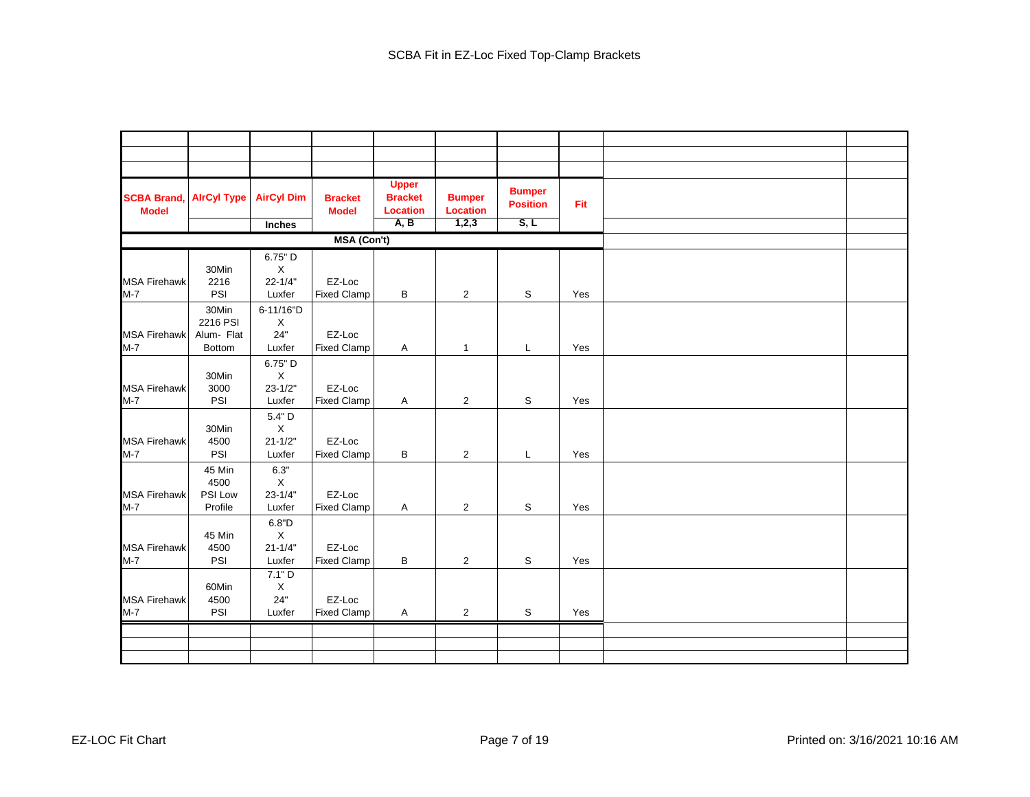# SCBA Fit in EZ-Loc Fixed Top-Clamp Brackets

| SCBA Brand, Model | AIrCyl Type | AIrCyl Dim | Bracket Model | Upper Bracket Location | Bumper Location | Bumper Position | Fit |
|---|---|---|---|---|---|---|---|
| | | Inches | | A, B | 1,2,3 | S, L | |
| **MSA (Con't)** | | | | | | | |
| MSA Firehawk M-7 | 30Min 2216 PSI | 6.75" D X 22-1/4" Luxfer | EZ-Loc Fixed Clamp | B | 2 | S | Yes |
| MSA Firehawk M-7 | 30Min 2216 PSI Alum- Flat Bottom | 6-11/16"D X 24" Luxfer | EZ-Loc Fixed Clamp | A | 1 | L | Yes |
| MSA Firehawk M-7 | 30Min 3000 PSI | 6.75" D X 23-1/2" Luxfer | EZ-Loc Fixed Clamp | A | 2 | S | Yes |
| MSA Firehawk M-7 | 30Min 4500 PSI | 5.4" D X 21-1/2" Luxfer | EZ-Loc Fixed Clamp | B | 2 | L | Yes |
| MSA Firehawk M-7 | 45 Min 4500 PSI Low Profile | 6.3" X 23-1/4" Luxfer | EZ-Loc Fixed Clamp | A | 2 | S | Yes |
| MSA Firehawk M-7 | 45 Min 4500 PSI | 6.8"D X 21-1/4" Luxfer | EZ-Loc Fixed Clamp | B | 2 | S | Yes |
| MSA Firehawk M-7 | 60Min 4500 PSI | 7.1" D X 24" Luxfer | EZ-Loc Fixed Clamp | A | 2 | S | Yes |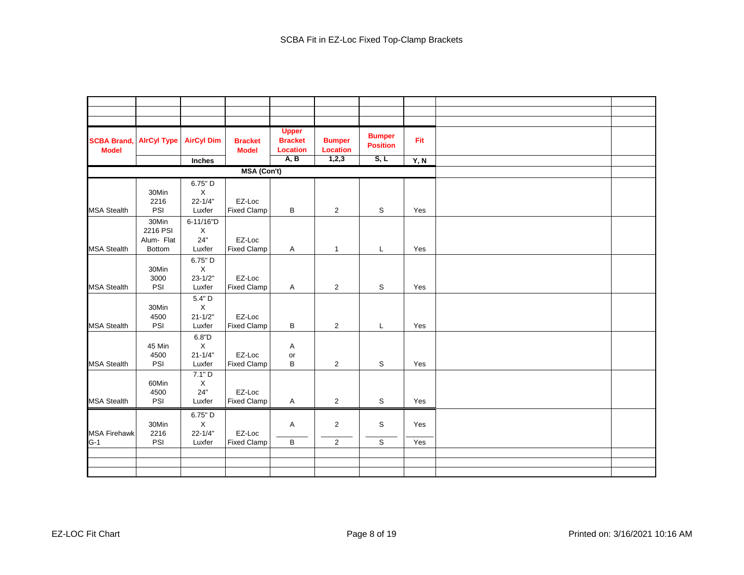# SCBA Fit in EZ-Loc Fixed Top-Clamp Brackets

| SCBA Brand, Model | AIrCyl Type | AirCyl Dim | Bracket Model | Upper Bracket Location | Bumper Location | Bumper Position | Fit |
|---|---|---|---|---|---|---|---|
| | | Inches | | A, B | 1,2,3 | S, L | Y, N |
| | | | MSA (Con't) | | | | |
| MSA Stealth | 30Min 2216 PSI | 6.75" D X 22-1/4" Luxfer | EZ-Loc Fixed Clamp | B | 2 | S | Yes |
| MSA Stealth | 30Min 2216 PSI Alum- Flat Bottom | 6-11/16"D X 24" Luxfer | EZ-Loc Fixed Clamp | A | 1 | L | Yes |
| MSA Stealth | 30Min 3000 PSI | 6.75" D X 23-1/2" Luxfer | EZ-Loc Fixed Clamp | A | 2 | S | Yes |
| MSA Stealth | 30Min 4500 PSI | 5.4" D X 21-1/2" Luxfer | EZ-Loc Fixed Clamp | B | 2 | L | Yes |
| MSA Stealth | 45 Min 4500 PSI | 6.8"D X 21-1/4" Luxfer | EZ-Loc Fixed Clamp | A or B | 2 | S | Yes |
| MSA Stealth | 60Min 4500 PSI | 7.1" D X 24" Luxfer | EZ-Loc Fixed Clamp | A | 2 | S | Yes |
| MSA Firehawk G-1 | 30Min 2216 PSI | 6.75" D X 22-1/4" Luxfer | EZ-Loc Fixed Clamp | A | 2 | S | Yes |
| | | | | B | 2 | S | Yes |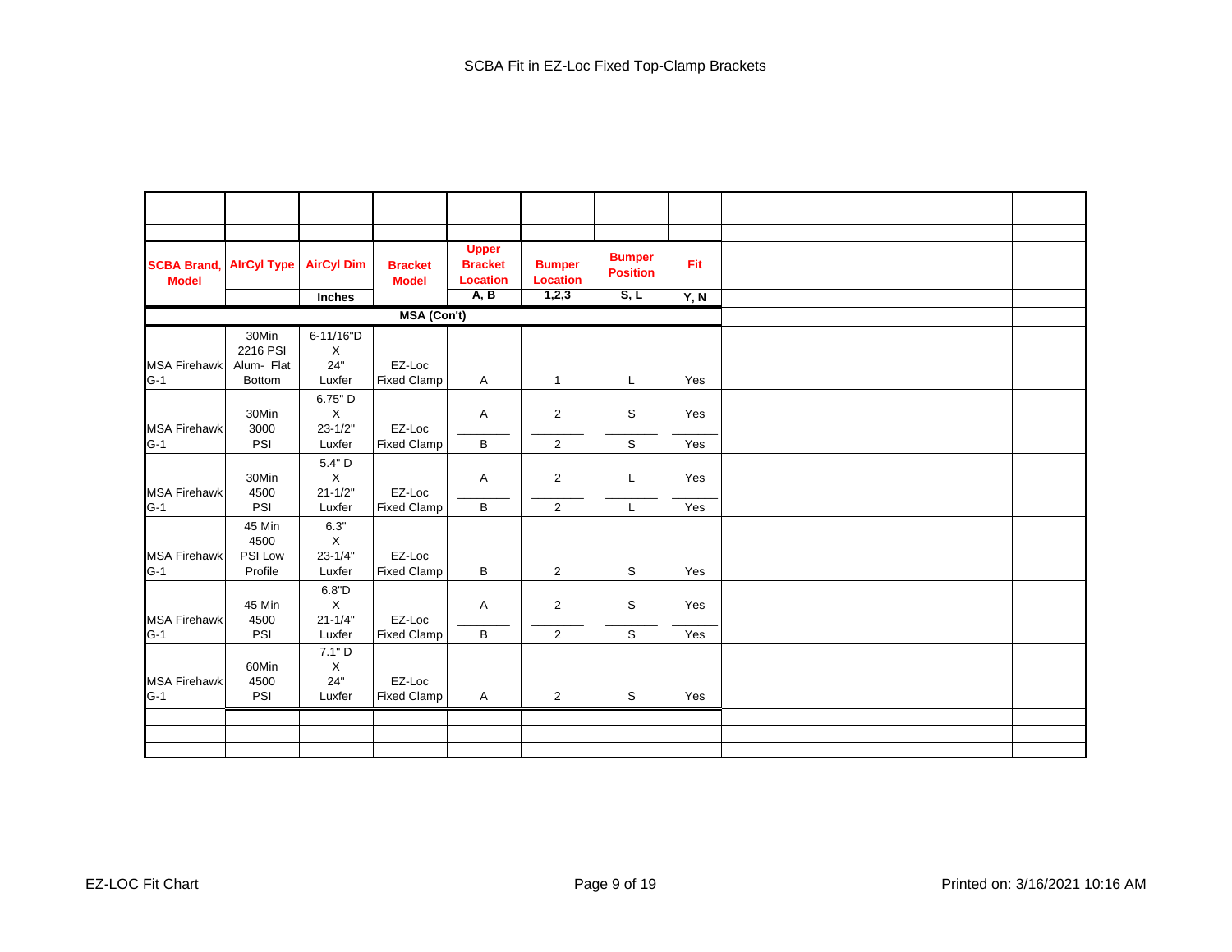# SCBA Fit in EZ-Loc Fixed Top-Clamp Brackets

| SCBA Brand, Model | AIrCyl Type | AirCyl Dim | Bracket Model | Upper Bracket Location | Bumper Location | Bumper Position | Fit |
|---|---|---|---|---|---|---|---|
| | | Inches | | A, B | 1,2,3 | S, L | Y, N |
| | | | MSA (Con't) | | | | |
| MSA Firehawk G-1 | 30Min 2216 PSI Alum- Flat Bottom | 6-11/16"D X 24" Luxfer | EZ-Loc Fixed Clamp | A | 1 | L | Yes |
| MSA Firehawk G-1 | 30Min 3000 PSI | 6.75" D X 23-1/2" Luxfer | EZ-Loc Fixed Clamp | A | 2 | S | Yes |
| | | | | B | 2 | S | Yes |
| MSA Firehawk G-1 | 30Min 4500 PSI | 5.4" D X 21-1/2" Luxfer | EZ-Loc Fixed Clamp | A | 2 | L | Yes |
| | | | | B | 2 | L | Yes |
| MSA Firehawk G-1 | 45 Min 4500 PSI Low Profile | 6.3" X 23-1/4" Luxfer | EZ-Loc Fixed Clamp | B | 2 | S | Yes |
| MSA Firehawk G-1 | 45 Min 4500 PSI | 6.8"D X 21-1/4" Luxfer | EZ-Loc Fixed Clamp | A | 2 | S | Yes |
| | | | | B | 2 | S | Yes |
| MSA Firehawk G-1 | 60Min 4500 PSI | 7.1" D X 24" Luxfer | EZ-Loc Fixed Clamp | A | 2 | S | Yes |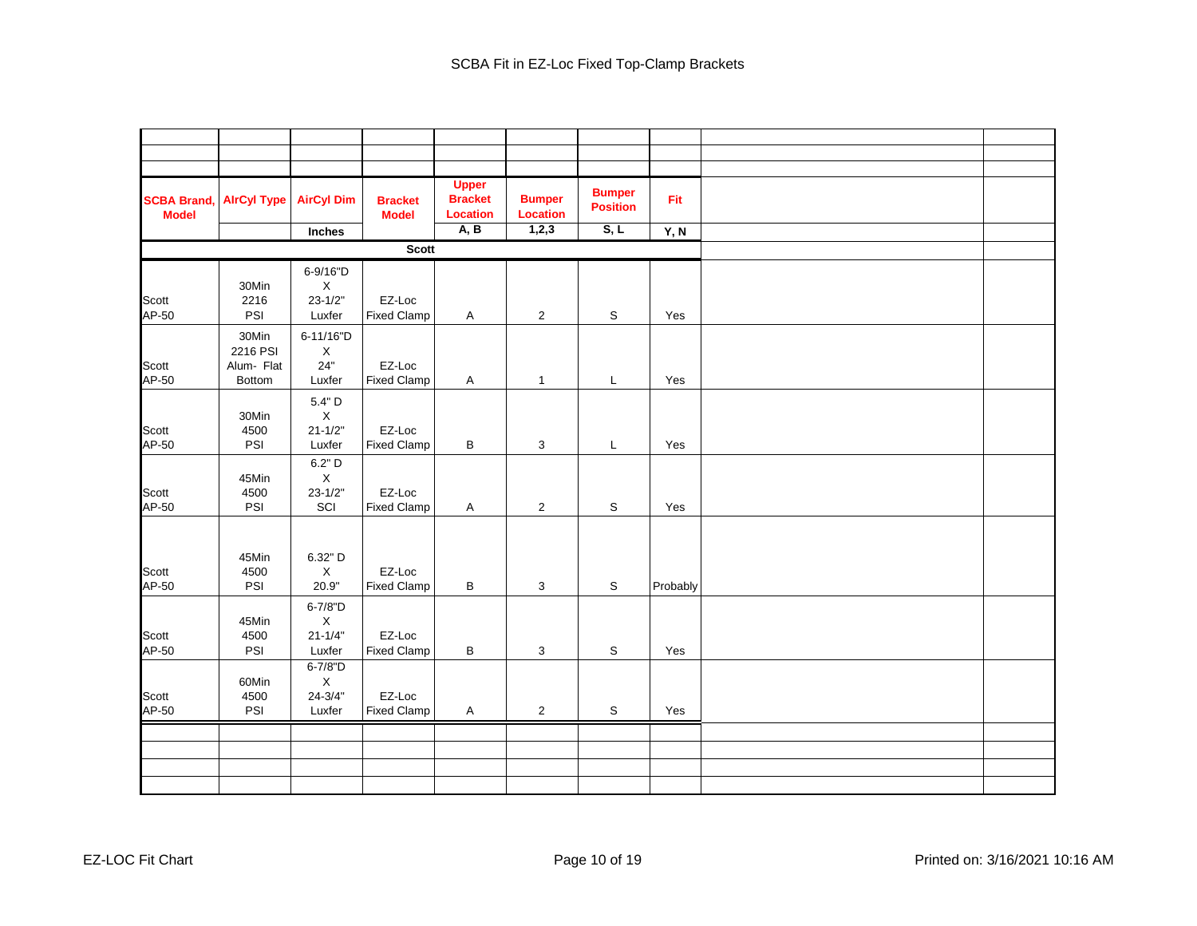# SCBA Fit in EZ-Loc Fixed Top-Clamp Brackets

| SCBA Brand, Model | AIrCyl Type | AirCyl Dim | Bracket Model | Upper Bracket Location | Bumper Location | Bumper Position | Fit |
|---|---|---|---|---|---|---|---|
| | | Inches | | A, B | 1,2,3 | S, L | Y, N |
| | | | Scott | | | | |
| Scott AP-50 | 30Min 2216 PSI | 6-9/16"D X 23-1/2" Luxfer | EZ-Loc Fixed Clamp | A | 2 | S | Yes |
| Scott AP-50 | 30Min 2216 PSI Alum- Flat Bottom | 6-11/16"D X 24" Luxfer | EZ-Loc Fixed Clamp | A | 1 | L | Yes |
| Scott AP-50 | 30Min 4500 PSI | 5.4" D X 21-1/2" Luxfer | EZ-Loc Fixed Clamp | B | 3 | L | Yes |
| Scott AP-50 | 45Min 4500 PSI | 6.2" D X 23-1/2" SCI | EZ-Loc Fixed Clamp | A | 2 | S | Yes |
| Scott AP-50 | 45Min 4500 PSI | 6.32" D X 20.9" | EZ-Loc Fixed Clamp | B | 3 | S | Probably |
| Scott AP-50 | 45Min 4500 PSI | 6-7/8"D X 21-1/4" Luxfer | EZ-Loc Fixed Clamp | B | 3 | S | Yes |
| Scott AP-50 | 60Min 4500 PSI | 6-7/8"D X 24-3/4" Luxfer | EZ-Loc Fixed Clamp | A | 2 | S | Yes |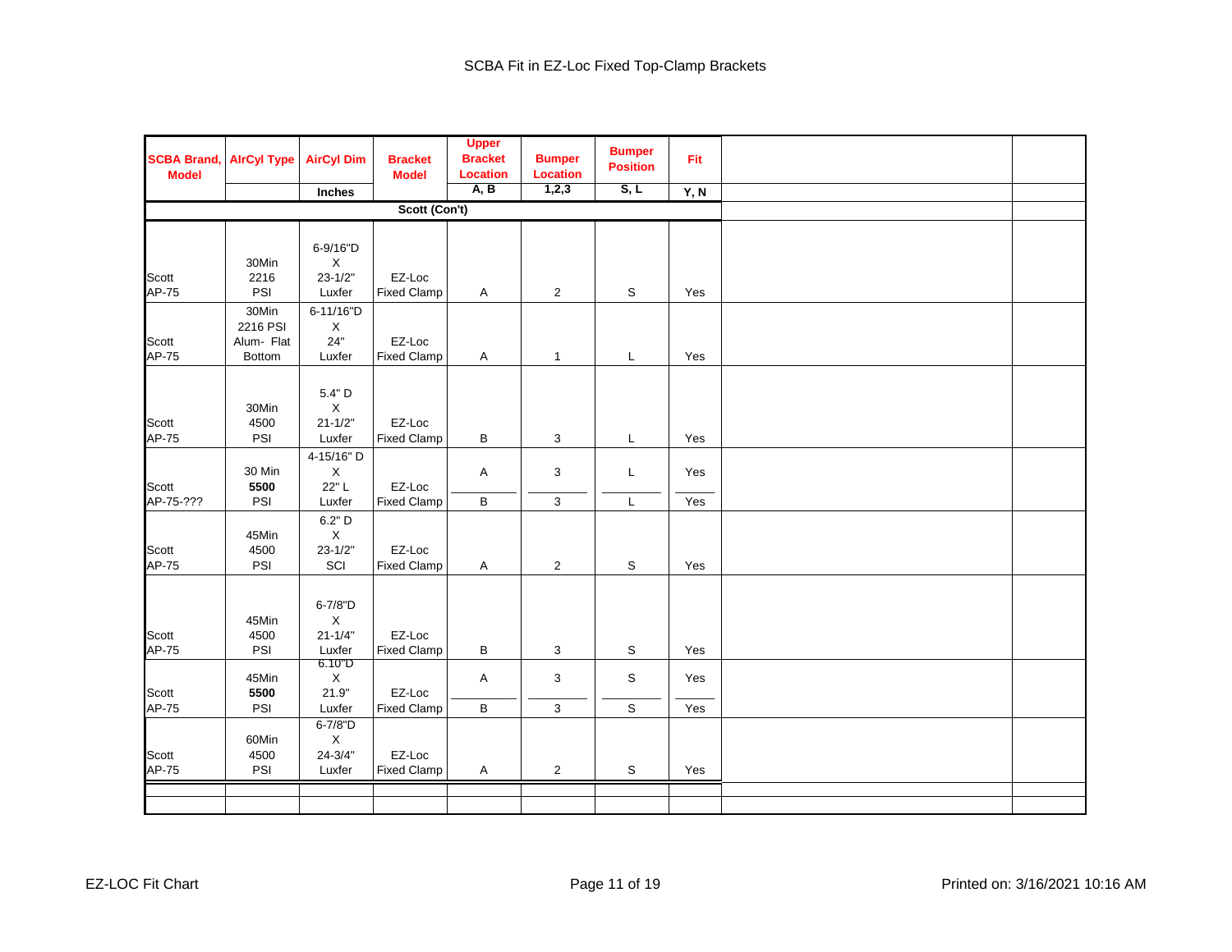# SCBA Fit in EZ-Loc Fixed Top-Clamp Brackets

| SCBA Brand, Model | AIrCyl Type | AirCyl Dim | Bracket Model | Upper Bracket Location | Bumper Location | Bumper Position | Fit | | |
|---|---|---|---|---|---|---|---|---|---|
| | | Inches | | A, B | 1,2,3 | S, L | Y, N | | |
| **Scott (Con't)** | | | | | | | | | |
| Scott AP-75 | 30Min 2216 PSI | 6-9/16"D X 23-1/2" Luxfer | EZ-Loc Fixed Clamp | A | 2 | S | Yes | | |
| Scott AP-75 | 30Min 2216 PSI Alum- Flat Bottom | 6-11/16"D X 24" Luxfer | EZ-Loc Fixed Clamp | A | 1 | L | Yes | | |
| Scott AP-75 | 30Min 4500 PSI | 5.4" D X 21-1/2" Luxfer | EZ-Loc Fixed Clamp | B | 3 | L | Yes | | |
| Scott AP-75-??? | 30 Min **5500** PSI | 4-15/16" D X 22" L Luxfer | EZ-Loc Fixed Clamp | A | 3 | L | Yes | | |
| | | | | B | 3 | L | Yes | | |
| Scott AP-75 | 45Min 4500 PSI | 6.2" D X 23-1/2" SCI | EZ-Loc Fixed Clamp | A | 2 | S | Yes | | |
| Scott AP-75 | 45Min 4500 PSI | 6-7/8"D X 21-1/4" Luxfer | EZ-Loc Fixed Clamp | B | 3 | S | Yes | | |
| Scott AP-75 | 45Min **5500** PSI | 6.10"D X 21.9" Luxfer | EZ-Loc Fixed Clamp | A | 3 | S | Yes | | |
| | | | | B | 3 | S | Yes | | |
| Scott AP-75 | 60Min 4500 PSI | 6-7/8"D X 24-3/4" Luxfer | EZ-Loc Fixed Clamp | A | 2 | S | Yes | | |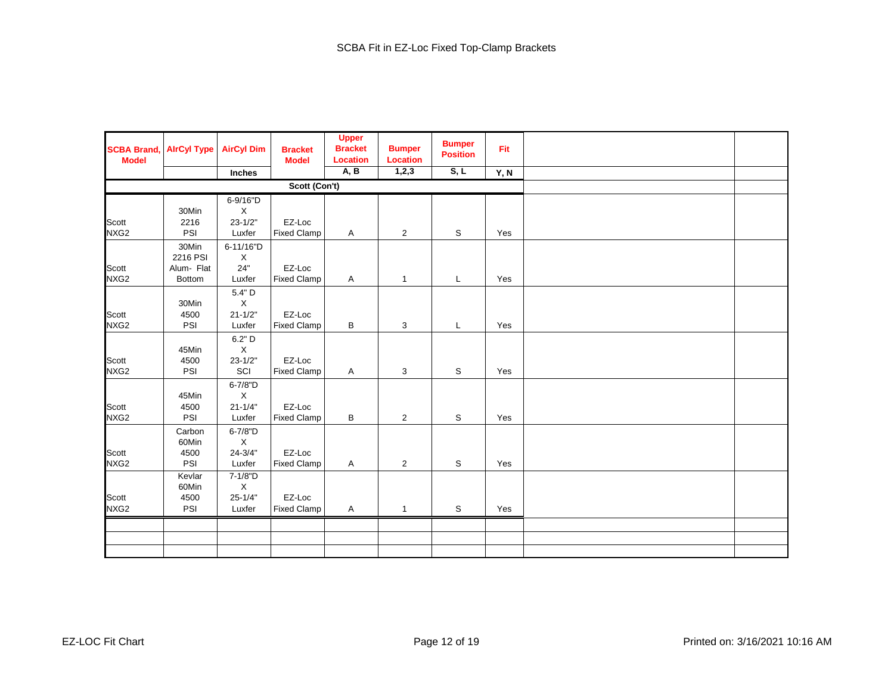# SCBA Fit in EZ-Loc Fixed Top-Clamp Brackets

| SCBA Brand, Model | AIrCyl Type | AirCyl Dim | Bracket Model | Upper Bracket Location | Bumper Location | Bumper Position | Fit | | |
|---|---|---|---|---|---|---|---|---|---|
| | | Inches | | A, B | 1,2,3 | S, L | Y, N | | |
| Scott (Con't) | | | | | | | | | |
| Scott NXG2 | 30Min 2216 PSI | 6-9/16"D X 23-1/2" Luxfer | EZ-Loc Fixed Clamp | A | 2 | S | Yes | | |
| Scott NXG2 | 30Min 2216 PSI Alum- Flat Bottom | 6-11/16"D X 24" Luxfer | EZ-Loc Fixed Clamp | A | 1 | L | Yes | | |
| Scott NXG2 | 30Min 4500 PSI | 5.4" D X 21-1/2" Luxfer | EZ-Loc Fixed Clamp | B | 3 | L | Yes | | |
| Scott NXG2 | 45Min 4500 PSI | 6.2" D X 23-1/2" SCI | EZ-Loc Fixed Clamp | A | 3 | S | Yes | | |
| Scott NXG2 | 45Min 4500 PSI | 6-7/8"D X 21-1/4" Luxfer | EZ-Loc Fixed Clamp | B | 2 | S | Yes | | |
| Scott NXG2 | Carbon 60Min 4500 PSI | 6-7/8"D X 24-3/4" Luxfer | EZ-Loc Fixed Clamp | A | 2 | S | Yes | | |
| Scott NXG2 | Kevlar 60Min 4500 PSI | 7-1/8"D X 25-1/4" Luxfer | EZ-Loc Fixed Clamp | A | 1 | S | Yes | | |
| | | | | | | | | | |
| | | | | | | | | | |
| | | | | | | | | | |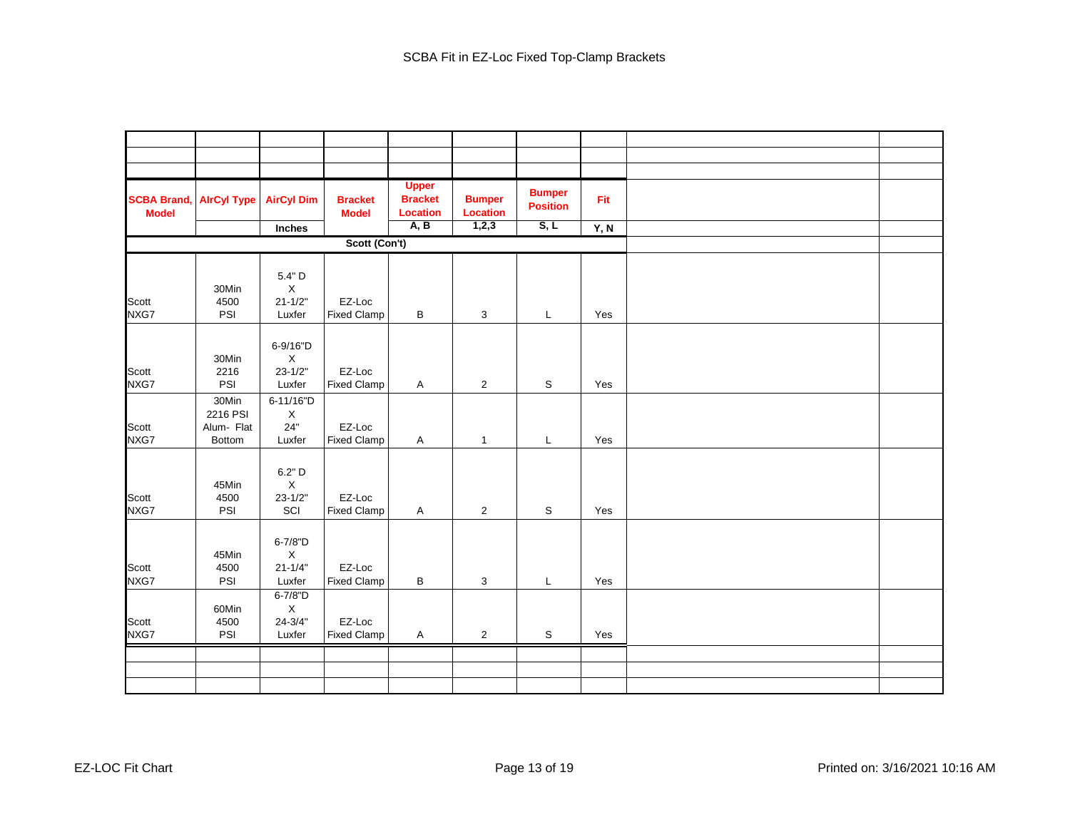# SCBA Fit in EZ-Loc Fixed Top-Clamp Brackets

| SCBA Brand, Model | AIrCyl Type | AirCyl Dim | Bracket Model | Upper Bracket Location | Bumper Location | Bumper Position | Fit |
|---|---|---|---|---|---|---|---|
| | | Inches | | A, B | 1,2,3 | S, L | Y, N |
| **Scott (Con't)** | | | | | | | |
| Scott NXG7 | 30Min 4500 PSI | 5.4" D X 21-1/2" Luxfer | EZ-Loc Fixed Clamp | B | 3 | L | Yes |
| Scott NXG7 | 30Min 2216 PSI | 6-9/16"D X 23-1/2" Luxfer | EZ-Loc Fixed Clamp | A | 2 | S | Yes |
| Scott NXG7 | 30Min 2216 PSI Alum- Flat Bottom | 6-11/16"D X 24" Luxfer | EZ-Loc Fixed Clamp | A | 1 | L | Yes |
| Scott NXG7 | 45Min 4500 PSI | 6.2" D X 23-1/2" SCI | EZ-Loc Fixed Clamp | A | 2 | S | Yes |
| Scott NXG7 | 45Min 4500 PSI | 6-7/8"D X 21-1/4" Luxfer | EZ-Loc Fixed Clamp | B | 3 | L | Yes |
| Scott NXG7 | 60Min 4500 PSI | 6-7/8"D X 24-3/4" Luxfer | EZ-Loc Fixed Clamp | A | 2 | S | Yes |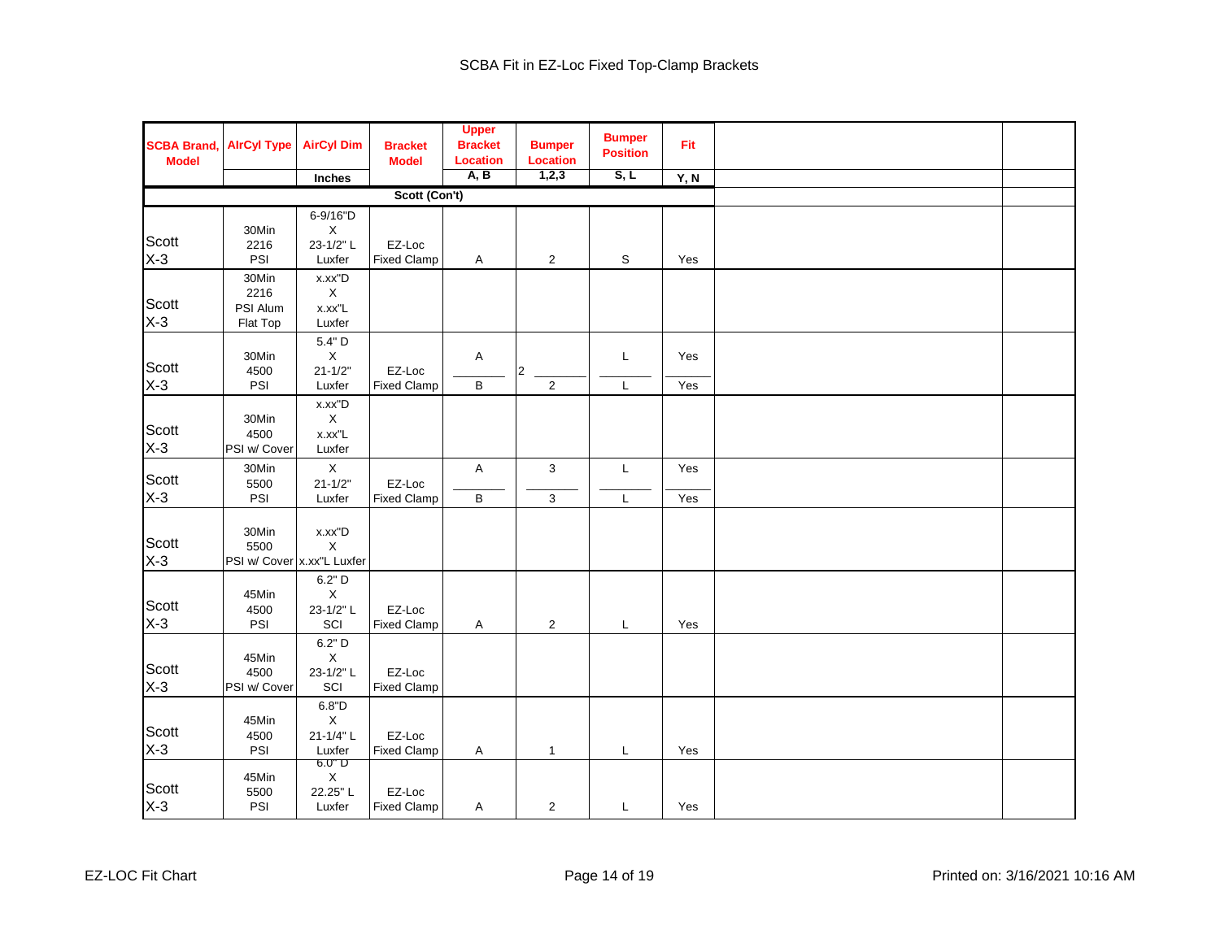# SCBA Fit in EZ-Loc Fixed Top-Clamp Brackets

| SCBA Brand, Model | AIrCyl Type | AirCyl Dim | Bracket Model | Upper Bracket Location | Bumper Location | Bumper Position | Fit | | |
|---|---|---|---|---|---|---|---|---|---|
| | | Inches | | A, B | 1,2,3 | S, L | Y, N | | |
| | | | Scott (Con't) | | | | | | |
| Scott X-3 | 30Min 2216 PSI | 6-9/16"D X 23-1/2" L Luxfer | EZ-Loc Fixed Clamp | A | 2 | S | Yes | | |
| Scott X-3 | 30Min 2216 PSI Alum Flat Top | x.xx"D X x.xx"L Luxfer | | | | | | | |
| Scott X-3 | 30Min 4500 PSI | 5.4" D X 21-1/2" Luxfer | EZ-Loc Fixed Clamp | A / B | 2 / 2 | L / L | Yes / Yes | | |
| Scott X-3 | 30Min 4500 PSI w/ Cover | x.xx"D X x.xx"L Luxfer | | | | | | | |
| Scott X-3 | 30Min 5500 PSI | X 21-1/2" Luxfer | EZ-Loc Fixed Clamp | A / B | 3 / 3 | L / L | Yes / Yes | | |
| Scott X-3 | 30Min 5500 PSI w/ Cover | x.xx"D X x.xx"L Luxfer | | | | | | | |
| Scott X-3 | 45Min 4500 PSI | 6.2" D X 23-1/2" L SCI | EZ-Loc Fixed Clamp | A | 2 | L | Yes | | |
| Scott X-3 | 45Min 4500 PSI w/ Cover | 6.2" D X 23-1/2" L SCI | EZ-Loc Fixed Clamp | | | | | | |
| Scott X-3 | 45Min 4500 PSI | 6.8"D X 21-1/4" L Luxfer | EZ-Loc Fixed Clamp | A | 1 | L | Yes | | |
| Scott X-3 | 45Min 5500 PSI | 6.0" D X 22.25" L Luxfer | EZ-Loc Fixed Clamp | A | 2 | L | Yes | | |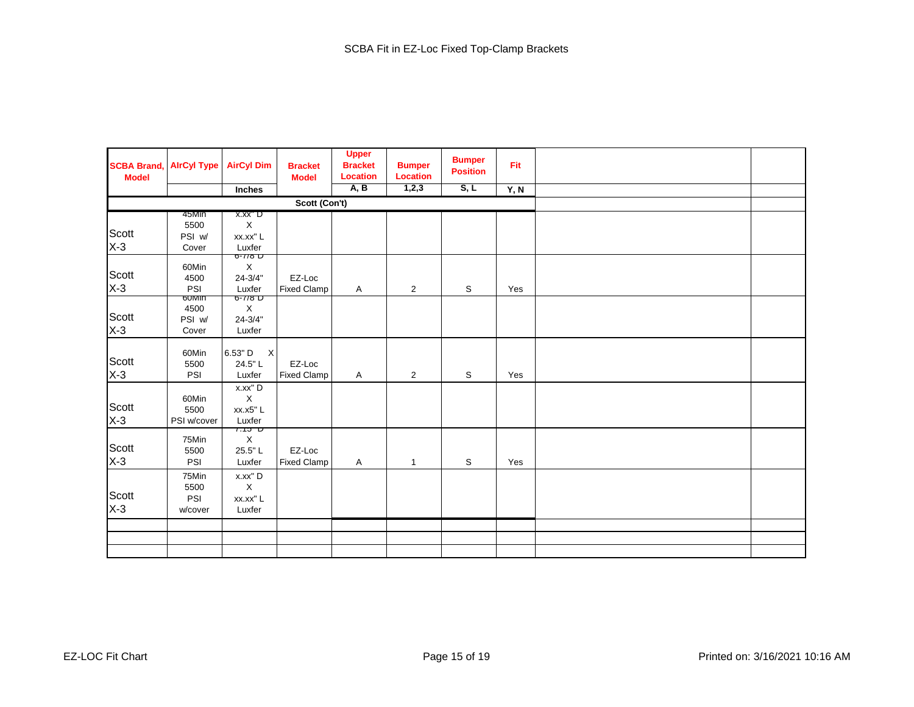# SCBA Fit in EZ-Loc Fixed Top-Clamp Brackets

| SCBA Brand, Model | AIrCyl Type | AirCyl Dim | Bracket Model | Upper Bracket Location | Bumper Location | Bumper Position | Fit | | |
|---|---|---|---|---|---|---|---|---|---|
| | | Inches | | A, B | 1,2,3 | S, L | Y, N | | |
| | | | Scott (Con't) | | | | | | |
| Scott X-3 | 45Min 5500 PSI w/ Cover | x.xx" D X xx.xx" L Luxfer | | | | | | | |
| Scott X-3 | 60Min 4500 PSI | 6-7/8" D X 24-3/4" Luxfer | EZ-Loc Fixed Clamp | A | 2 | S | Yes | | |
| Scott X-3 | 60Min 4500 PSI w/ Cover | 6-7/8" D X 24-3/4" Luxfer | | | | | | | |
| Scott X-3 | 60Min 5500 PSI | 6.53" D X 24.5" L Luxfer | EZ-Loc Fixed Clamp | A | 2 | S | Yes | | |
| Scott X-3 | 60Min 5500 PSI w/cover | x.xx" D X xx.x5" L Luxfer | | | | | | | |
| Scott X-3 | 75Min 5500 PSI | 7.15" D X 25.5" L Luxfer | EZ-Loc Fixed Clamp | A | 1 | S | Yes | | |
| Scott X-3 | 75Min 5500 PSI w/cover | x.xx" D X xx.xx" L Luxfer | | | | | | | |
| | | | | | | | | | |
| | | | | | | | | | |
| | | | | | | | | | |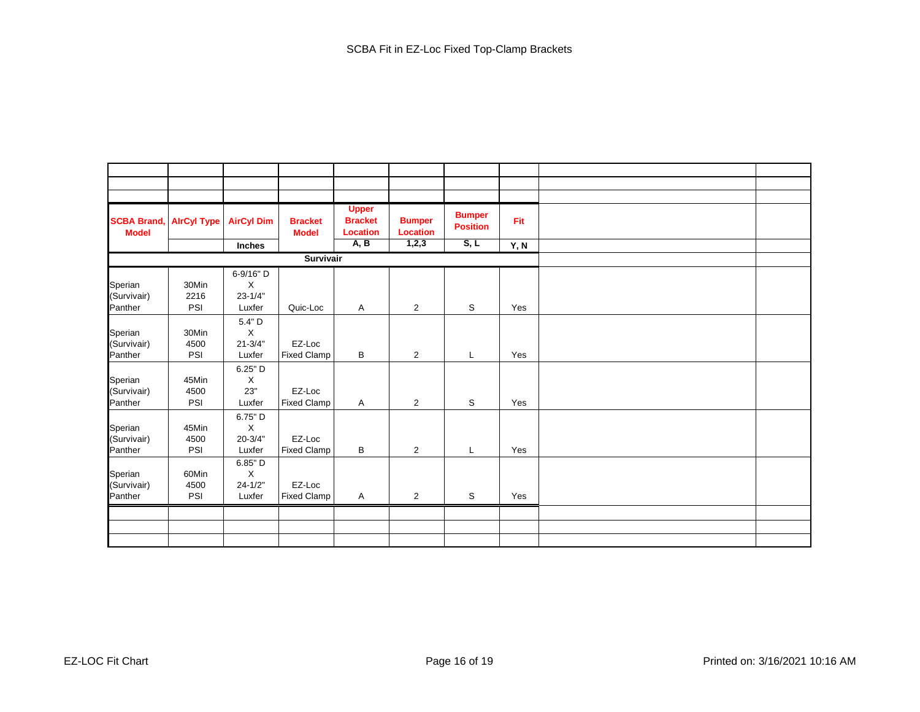# SCBA Fit in EZ-Loc Fixed Top-Clamp Brackets

| SCBA Brand, Model | AirCyl Type | AirCyl Dim | Bracket Model | Upper Bracket Location | Bumper Location | Bumper Position | Fit |
|---|---|---|---|---|---|---|---|
| | | Inches | | A, B | 1,2,3 | S, L | Y, N |
| | | | **Survivair** | | | | |
| Sperian (Survivair) Panther | 30Min 2216 PSI | 6-9/16" D X 23-1/4" Luxfer | Quic-Loc | A | 2 | S | Yes |
| Sperian (Survivair) Panther | 30Min 4500 PSI | 5.4" D X 21-3/4" Luxfer | EZ-Loc Fixed Clamp | B | 2 | L | Yes |
| Sperian (Survivair) Panther | 45Min 4500 PSI | 6.25" D X 23" Luxfer | EZ-Loc Fixed Clamp | A | 2 | S | Yes |
| Sperian (Survivair) Panther | 45Min 4500 PSI | 6.75" D X 20-3/4" Luxfer | EZ-Loc Fixed Clamp | B | 2 | L | Yes |
| Sperian (Survivair) Panther | 60Min 4500 PSI | 6.85" D X 24-1/2" Luxfer | EZ-Loc Fixed Clamp | A | 2 | S | Yes |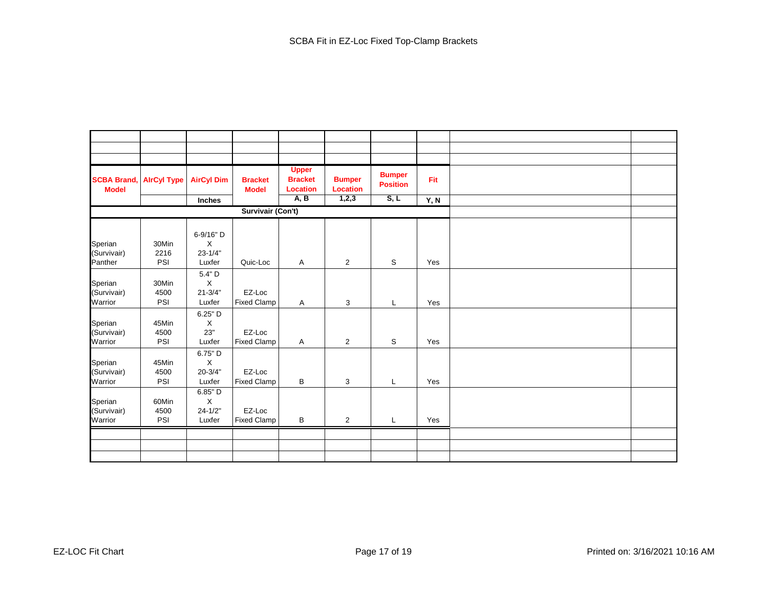# SCBA Fit in EZ-Loc Fixed Top-Clamp Brackets

| SCBA Brand, Model | AIrCyl Type | AirCyl Dim | Bracket Model | Upper Bracket Location | Bumper Location | Bumper Position | Fit |
|---|---|---|---|---|---|---|---|
| | | Inches | | A, B | 1,2,3 | S, L | Y, N |
| | | | Survivair (Con't) | | | | |
| Sperian (Survivair) Panther | 30Min 2216 PSI | 6-9/16" D X 23-1/4" Luxfer | Quic-Loc | A | 2 | S | Yes |
| Sperian (Survivair) Warrior | 30Min 4500 PSI | 5.4" D X 21-3/4" Luxfer | EZ-Loc Fixed Clamp | A | 3 | L | Yes |
| Sperian (Survivair) Warrior | 45Min 4500 PSI | 6.25" D X 23" Luxfer | EZ-Loc Fixed Clamp | A | 2 | S | Yes |
| Sperian (Survivair) Warrior | 45Min 4500 PSI | 6.75" D X 20-3/4" Luxfer | EZ-Loc Fixed Clamp | B | 3 | L | Yes |
| Sperian (Survivair) Warrior | 60Min 4500 PSI | 6.85" D X 24-1/2" Luxfer | EZ-Loc Fixed Clamp | B | 2 | L | Yes |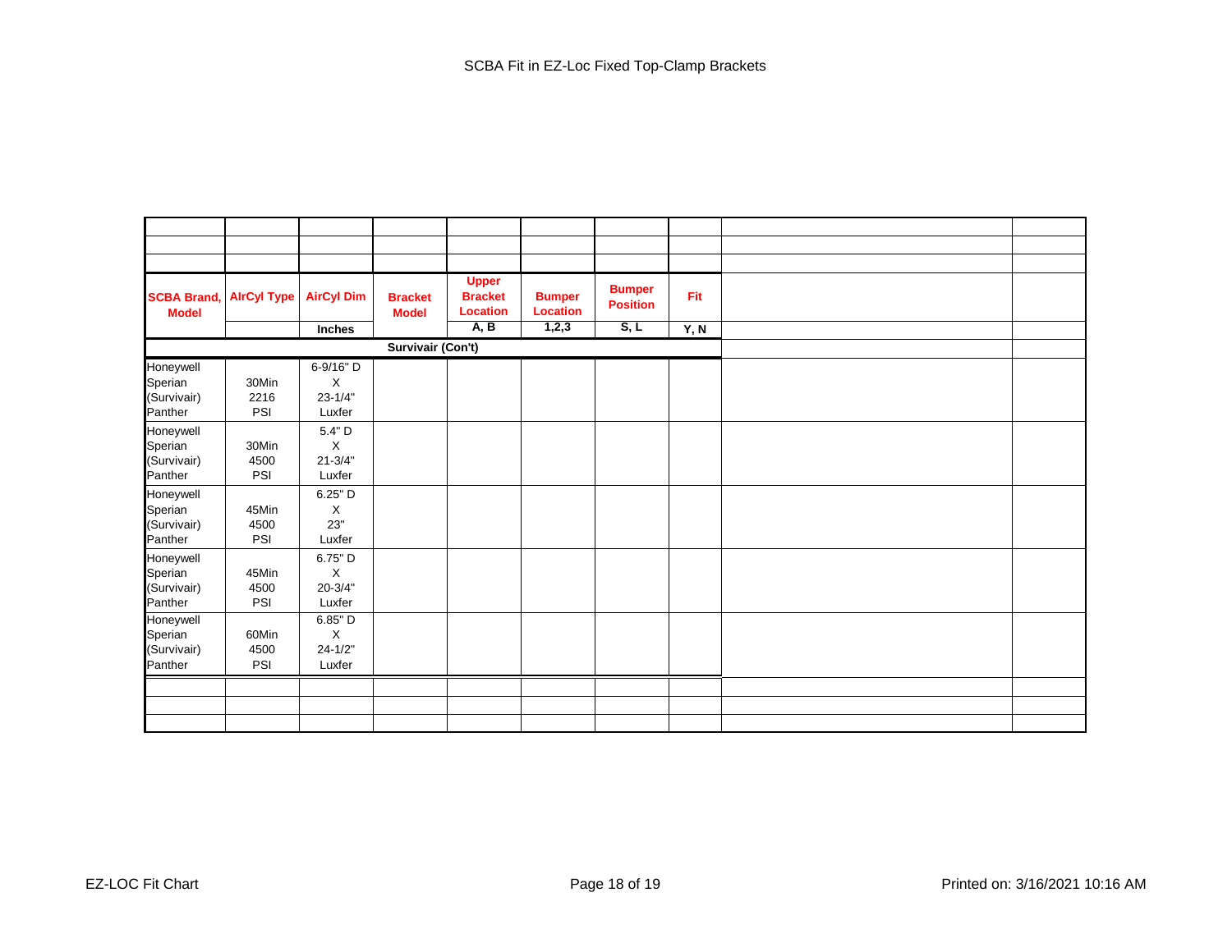SCBA Fit in EZ-Loc Fixed Top-Clamp Brackets

| SCBA Brand, Model | AIrCyl Type | AirCyl Dim | Bracket Model | Upper Bracket Location | Bumper Location | Bumper Position | Fit | | |
|---|---|---|---|---|---|---|---|---|---|
| | | Inches | | A, B | 1,2,3 | S, L | Y, N | | |
| | | | Survivair (Con't) | | | | | | |
| Honeywell Sperian (Survivair) Panther | 30Min 2216 PSI | 6-9/16" D X 23-1/4" Luxfer | | | | | | | |
| Honeywell Sperian (Survivair) Panther | 30Min 4500 PSI | 5.4" D X 21-3/4" Luxfer | | | | | | | |
| Honeywell Sperian (Survivair) Panther | 45Min 4500 PSI | 6.25" D X 23" Luxfer | | | | | | | |
| Honeywell Sperian (Survivair) Panther | 45Min 4500 PSI | 6.75" D X 20-3/4" Luxfer | | | | | | | |
| Honeywell Sperian (Survivair) Panther | 60Min 4500 PSI | 6.85" D X 24-1/2" Luxfer | | | | | | | |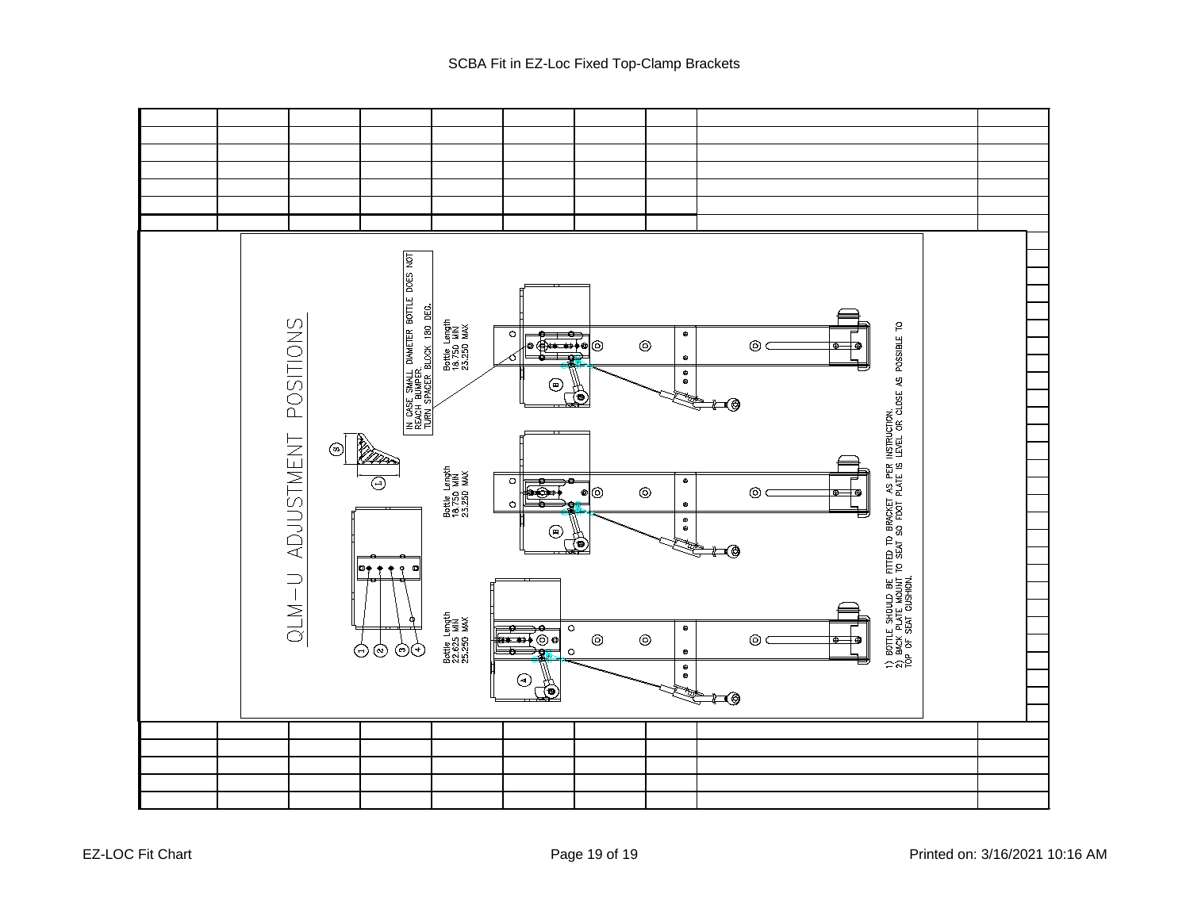# SCBA Fit in EZ-Loc Fixed Top-Clamp Brackets

QLM-U ADJUSTMENT POSITIONS

IN CASE SMALL DIAMETER BOTTLE DOES NOT REACH BUMPER. TURN SPACER BLOCK 180 DEG.

S

L

1 2 3 4

Bottle Length 18.750 MIN 23.250 MAX

B

Bottle Length 18.750 MIN 23.250 MAX

B

Bottle Length 22.625 MIN 25.250 MAX

A

1) BOTTLE SHOULD BE FITTED TO BRACKET AS PER INSTRUCTION.
2) BACK PLATE MOUNT TO SEAT SO FOOT PLATE IS LEVEL OR CLOSE AS POSSIBLE TO TOP OF SEAT CUSHION.